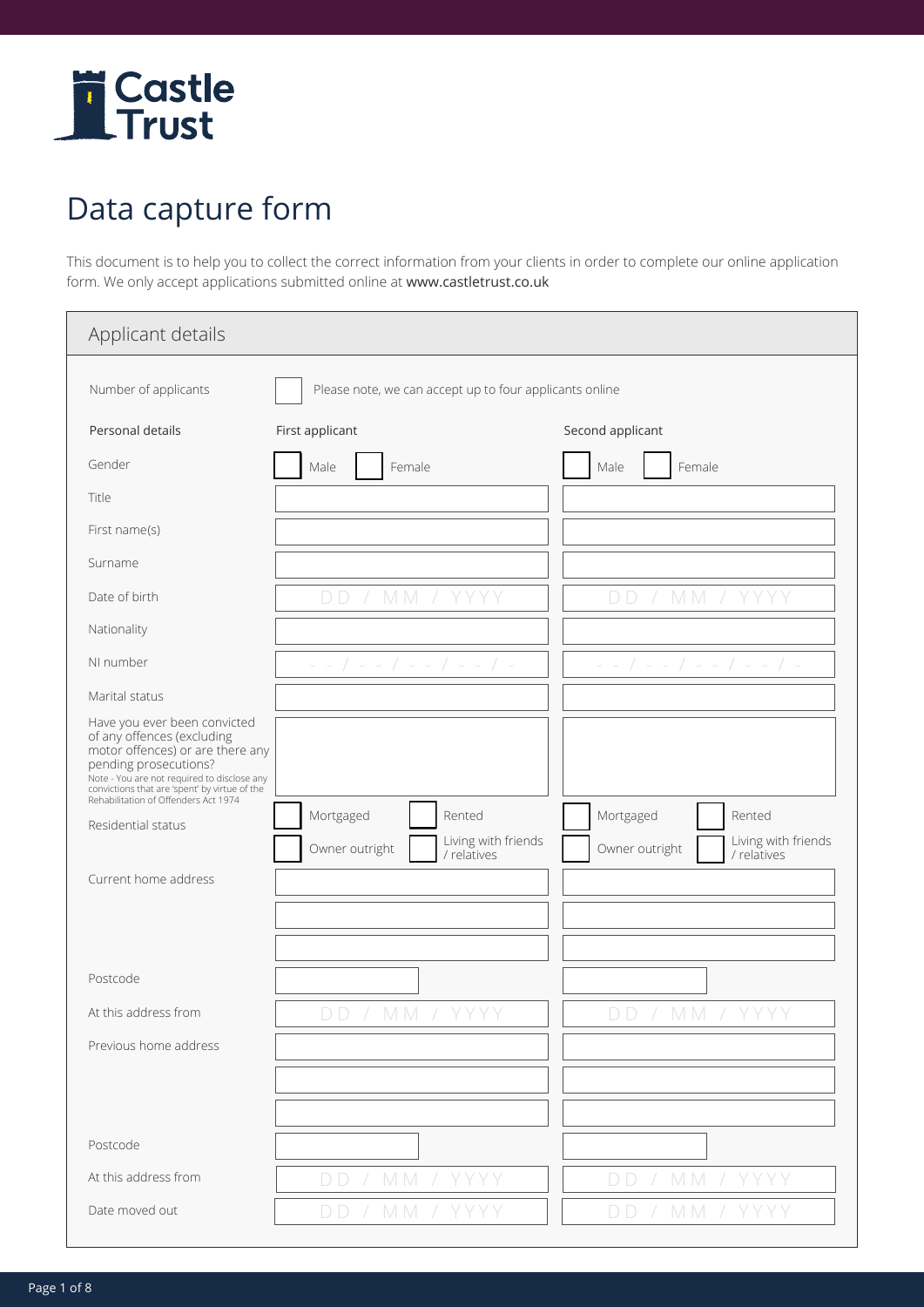Castle Trust

# Data capture form

This document is to help you to collect the correct information from your clients in order to complete our online application form. We only accept applications submitted online at **www.castletrust.co.uk**

## Applicant details

Number of applicants ☐ Please note, we can accept up to four applicants online

| Personal details | First applicant | Second applicant |
|---|---|---|
| Gender | ☐ Male ☐ Female | ☐ Male ☐ Female |
| Title | | |
| First name(s) | | |
| Surname | | |
| Date of birth | DD / MM / YYYY | DD / MM / YYYY |
| Nationality | | |
| NI number | - - / - - / - - / - - / - | - - / - - / - - / - - / - |
| Marital status | | |
| Have you ever been convicted of any offences (excluding motor offences) or are there any pending prosecutions? Note - You are not required to disclose any convictions that are 'spent' by virtue of the Rehabilitation of Offenders Act 1974 | | |
| Residential status | ☐ Mortgaged ☐ Rented ☐ Owner outright ☐ Living with friends / relatives | ☐ Mortgaged ☐ Rented ☐ Owner outright ☐ Living with friends / relatives |
| Current home address | | |
| | | |
| | | |
| Postcode | | |
| At this address from | DD / MM / YYYY | DD / MM / YYYY |
| Previous home address | | |
| | | |
| | | |
| Postcode | | |
| At this address from | DD / MM / YYYY | DD / MM / YYYY |
| Date moved out | DD / MM / YYYY | DD / MM / YYYY |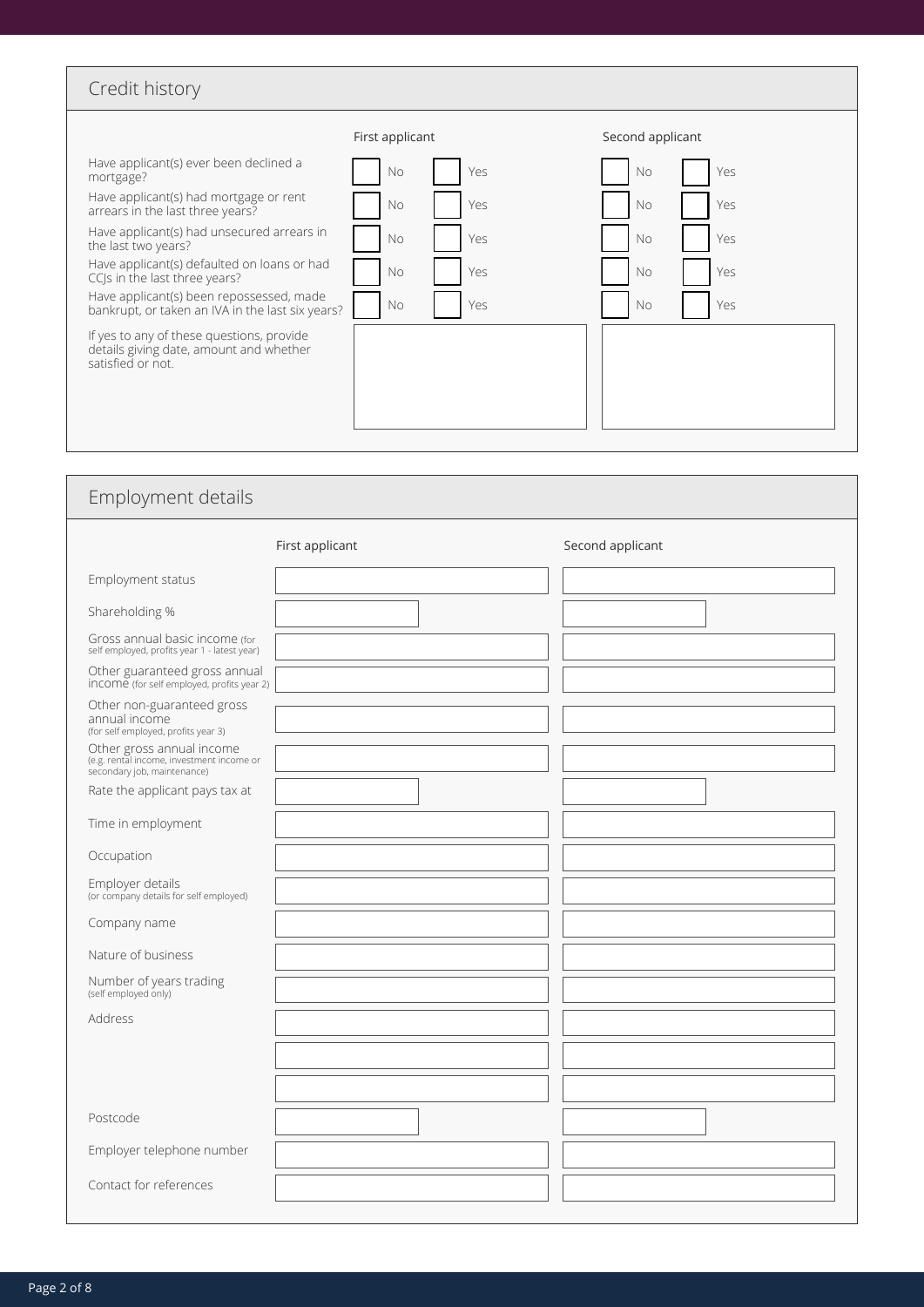## Credit history

| | First applicant | | Second applicant | |
|---|---|---|---|---|
| Have applicant(s) ever been declined a mortgage? | ☐ No | ☐ Yes | ☐ No | ☐ Yes |
| Have applicant(s) had mortgage or rent arrears in the last three years? | ☐ No | ☐ Yes | ☐ No | ☐ Yes |
| Have applicant(s) had unsecured arrears in the last two years? | ☐ No | ☐ Yes | ☐ No | ☐ Yes |
| Have applicant(s) defaulted on loans or had CCJs in the last three years? | ☐ No | ☐ Yes | ☐ No | ☐ Yes |
| Have applicant(s) been repossessed, made bankrupt, or taken an IVA in the last six years? | ☐ No | ☐ Yes | ☐ No | ☐ Yes |
| If yes to any of these questions, provide details giving date, amount and whether satisfied or not. | | | | |

## Employment details

| | First applicant | Second applicant |
|---|---|---|
| Employment status | | |
| Shareholding % | | |
| Gross annual basic income (for self employed, profits year 1 - latest year) | | |
| Other guaranteed gross annual income (for self employed, profits year 2) | | |
| Other non-guaranteed gross annual income (for self employed, profits year 3) | | |
| Other gross annual income (e.g. rental income, investment income or secondary job, maintenance) | | |
| Rate the applicant pays tax at | | |
| Time in employment | | |
| Occupation | | |
| Employer details (or company details for self employed) | | |
| Company name | | |
| Nature of business | | |
| Number of years trading (self employed only) | | |
| Address | | |
| | | |
| | | |
| Postcode | | |
| Employer telephone number | | |
| Contact for references | | |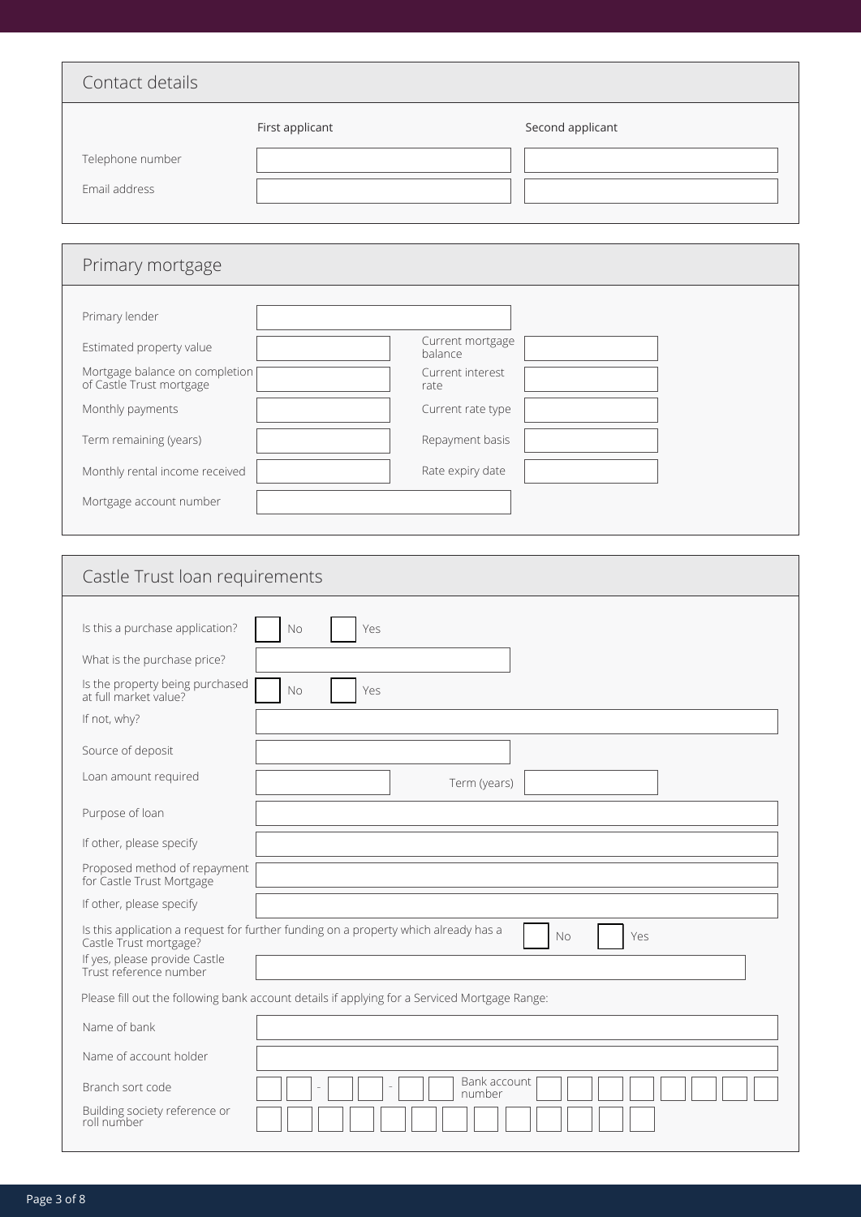## Contact details

| | First applicant | Second applicant |
|---|---|---|
| Telephone number | | |
| Email address | | |

## Primary mortgage

| | | | |
|---|---|---|---|
| Primary lender | | | |
| Estimated property value | | Current mortgage balance | |
| Mortgage balance on completion of Castle Trust mortgage | | Current interest rate | |
| Monthly payments | | Current rate type | |
| Term remaining (years) | | Repayment basis | |
| Monthly rental income received | | Rate expiry date | |
| Mortgage account number | | | |

## Castle Trust loan requirements

Is this a purchase application? ☐ No ☐ Yes

What is the purchase price?

Is the property being purchased at full market value? ☐ No ☐ Yes

If not, why?

Source of deposit

Loan amount required | Term (years)

Purpose of loan

If other, please specify

Proposed method of repayment for Castle Trust Mortgage

If other, please specify

Is this application a request for further funding on a property which already has a Castle Trust mortgage? ☐ No ☐ Yes

If yes, please provide Castle Trust reference number

Please fill out the following bank account details if applying for a Serviced Mortgage Range:

Name of bank

Name of account holder

Branch sort code ☐☐ - ☐☐ - ☐☐ Bank account number ☐☐☐☐☐☐☐☐

Building society reference or roll number ☐☐☐☐☐☐☐☐☐☐☐☐☐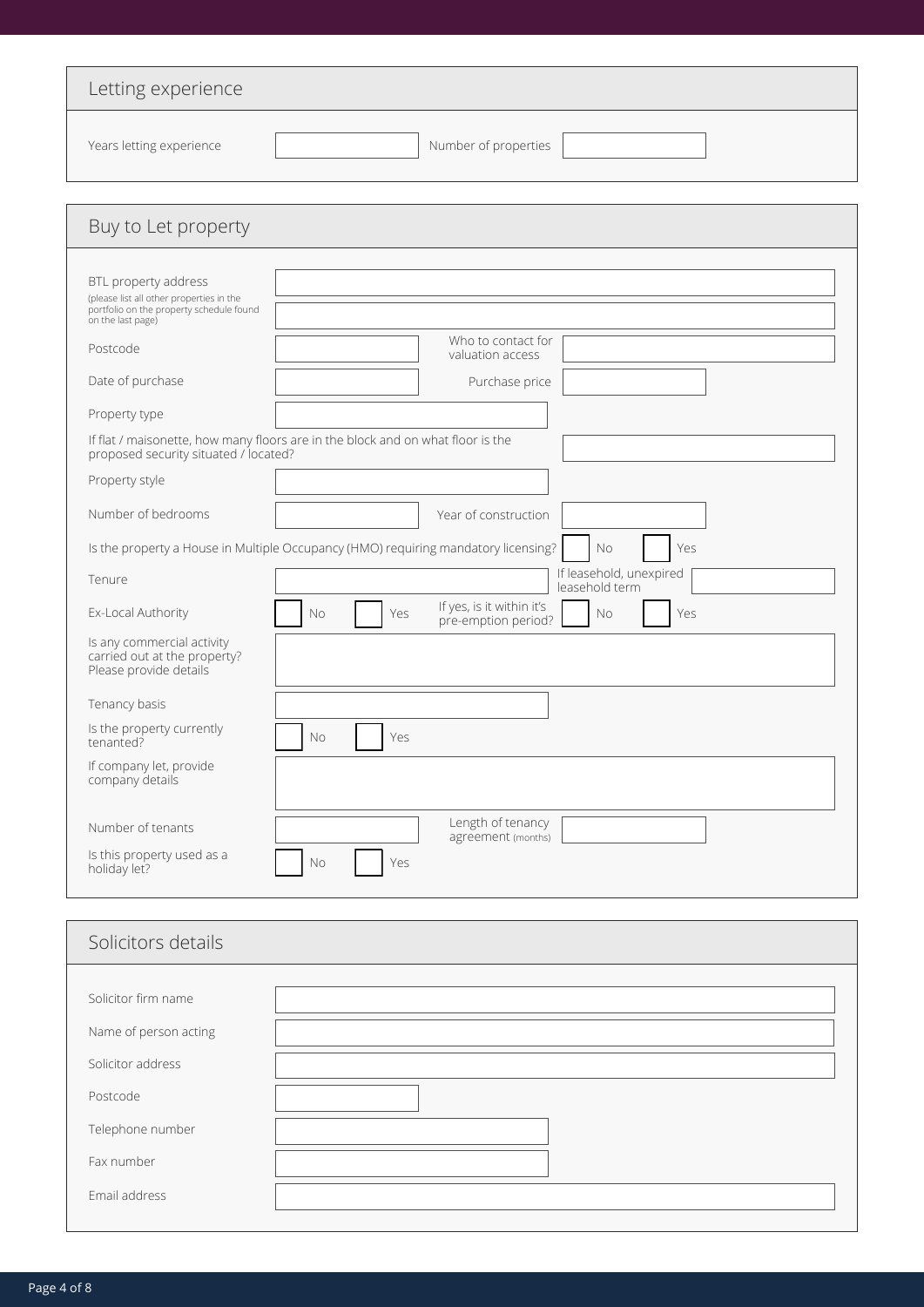## Letting experience

| | | | |
|---|---|---|---|
| Years letting experience | | Number of properties | |

## Buy to Let property

| | | | |
|---|---|---|---|
| BTL property address (please list all other properties in the portfolio on the property schedule found on the last page) | | | |
| Postcode | | Who to contact for valuation access | |
| Date of purchase | | Purchase price | |
| Property type | | | |
| If flat / maisonette, how many floors are in the block and on what floor is the proposed security situated / located? | | | |
| Property style | | | |
| Number of bedrooms | | Year of construction | |
| Is the property a House in Multiple Occupancy (HMO) requiring mandatory licensing? | | No ☐ | Yes ☐ |
| Tenure | | If leasehold, unexpired leasehold term | |
| Ex-Local Authority | No ☐ Yes ☐ | If yes, is it within it's pre-emption period? | No ☐ Yes ☐ |
| Is any commercial activity carried out at the property? Please provide details | | | |
| Tenancy basis | | | |
| Is the property currently tenanted? | No ☐ Yes ☐ | | |
| If company let, provide company details | | | |
| Number of tenants | | Length of tenancy agreement (months) | |
| Is this property used as a holiday let? | No ☐ Yes ☐ | | |

## Solicitors details

| | |
|---|---|
| Solicitor firm name | |
| Name of person acting | |
| Solicitor address | |
| Postcode | |
| Telephone number | |
| Fax number | |
| Email address | |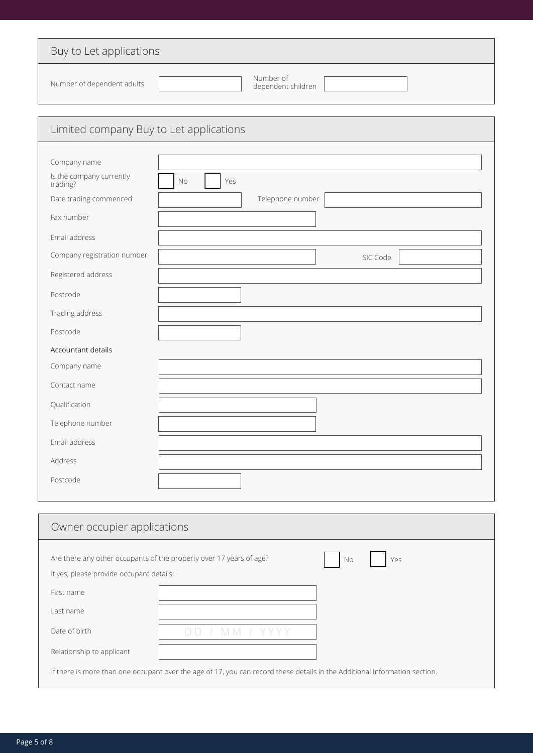## Buy to Let applications

Number of dependent adults ____________ Number of dependent children ____________

## Limited company Buy to Let applications

Company name ____________

Is the company currently trading? ☐ No ☐ Yes

Date trading commenced ____________ Telephone number ____________

Fax number ____________

Email address ____________

Company registration number ____________ SIC Code ____________

Registered address ____________

Postcode ____________

Trading address ____________

Postcode ____________

Accountant details

Company name ____________

Contact name ____________

Qualification ____________

Telephone number ____________

Email address ____________

Address ____________

Postcode ____________

## Owner occupier applications

Are there any other occupants of the property over 17 years of age? ☐ No ☐ Yes

If yes, please provide occupant details:

First name ____________

Last name ____________

Date of birth DD / MM / YYYY

Relationship to applicant ____________

If there is more than one occupant over the age of 17, you can record these details in the Additional Information section.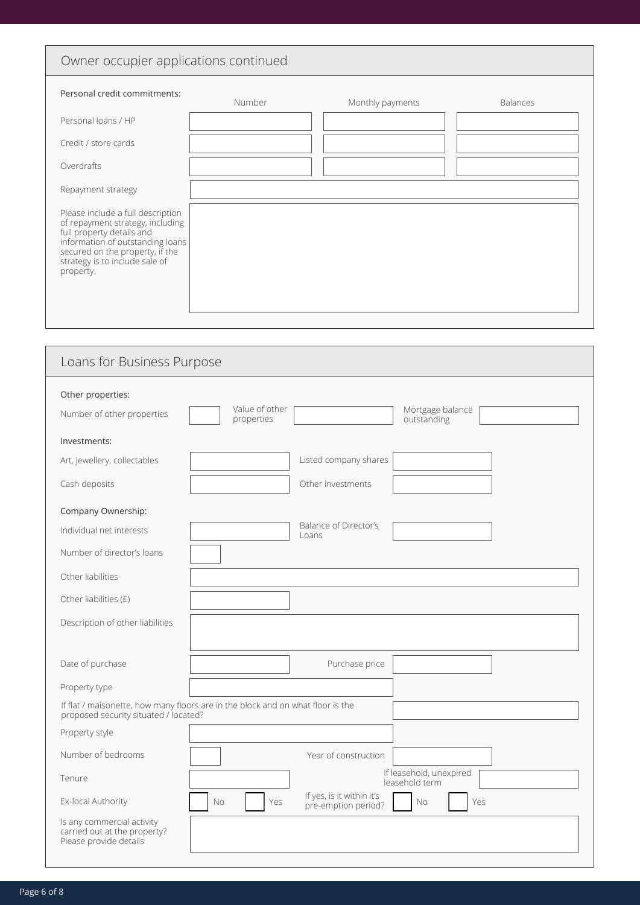## Owner occupier applications continued

**Personal credit commitments:**

| | Number | Monthly payments | Balances |
|---|---|---|---|
| Personal loans / HP | | | |
| Credit / store cards | | | |
| Overdrafts | | | |

Repayment strategy

Please include a full description of repayment strategy, including full property details and information of outstanding loans secured on the property, if the strategy is to include sale of property.

## Loans for Business Purpose

**Other properties:**

Number of other properties | Value of other properties | Mortgage balance outstanding

**Investments:**

| | | | |
|---|---|---|---|
| Art, jewellery, collectables | | Listed company shares | |
| Cash deposits | | Other investments | |

**Company Ownership:**

| | | | |
|---|---|---|---|
| Individual net interests | | Balance of Director's Loans | |
| Number of director's loans | | | |

Other liabilities

Other liabilities (£)

Description of other liabilities

Date of purchase | Purchase price

Property type

If flat / maisonette, how many floors are in the block and on what floor is the proposed security situated / located?

Property style

Number of bedrooms | Year of construction

Tenure | If leasehold, unexpired leasehold term

Ex-local Authority ☐ No ☐ Yes | If yes, is it within it's pre-emption period? ☐ No ☐ Yes

Is any commercial activity carried out at the property? Please provide details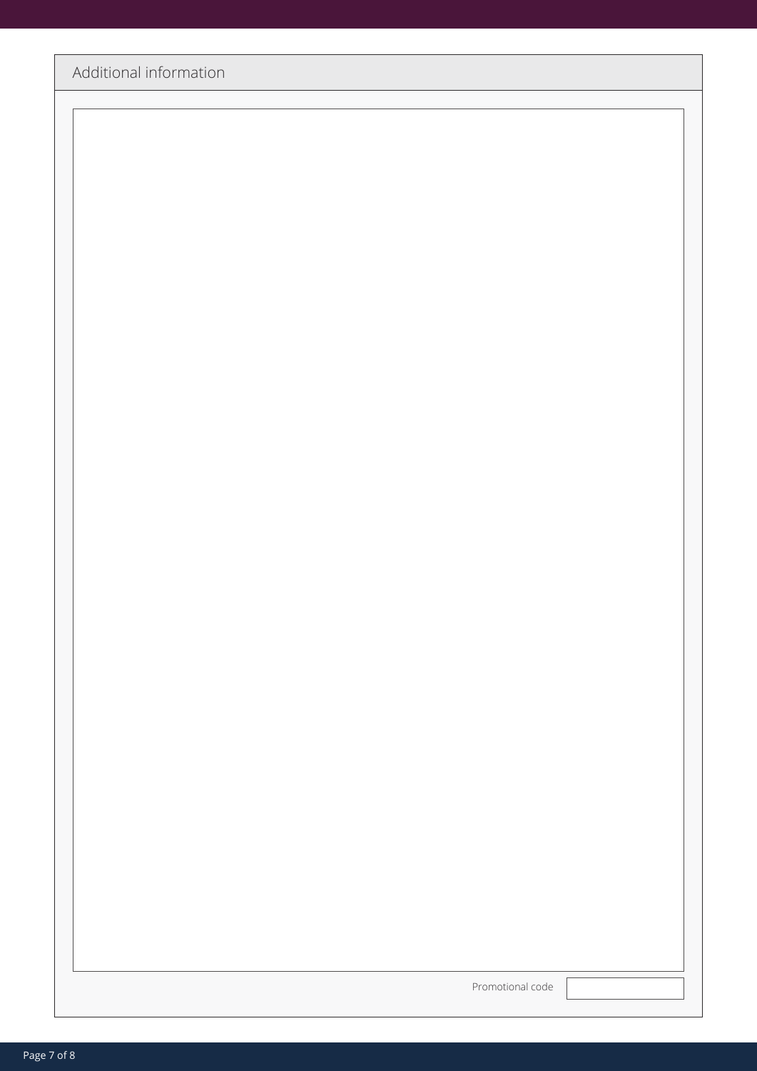## Additional information

Promotional code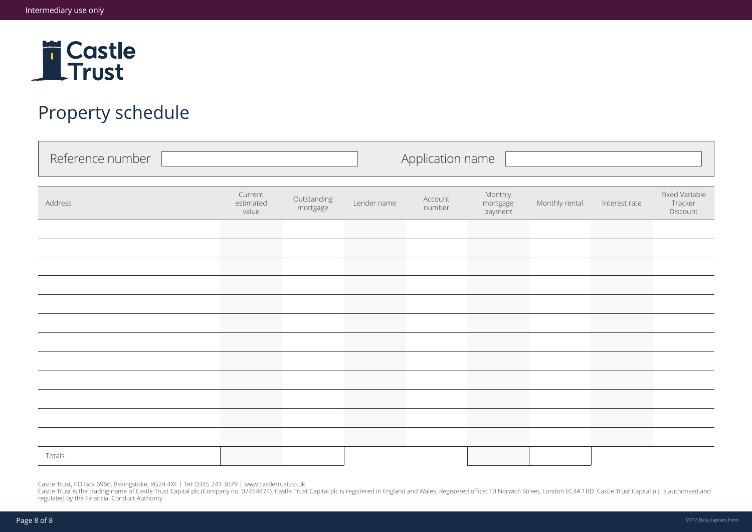Castle Trust

# Property schedule

| Reference number | | Application name | |
|---|---|---|---|

| Address | Current estimated value | Outstanding mortgage | Lender name | Account number | Monthly mortgage payment | Monthly rental | Interest rate | Fixed Variable Tracker Discount |
|---|---|---|---|---|---|---|---|---|
| | | | | | | | | |
| | | | | | | | | |
| | | | | | | | | |
| | | | | | | | | |
| | | | | | | | | |
| | | | | | | | | |
| | | | | | | | | |
| | | | | | | | | |
| | | | | | | | | |
| | | | | | | | | |
| | | | | | | | | |
| | | | | | | | | |
| Totals | | | | | | | | |

Castle Trust, PO Box 6966, Basingstoke, RG24 4XF | Tel: 0345 241 3079 | www.castletrust.co.uk

Castle Trust is the trading name of Castle Trust Capital plc (Company no. 07454474). Castle Trust Capital plc is registered in England and Wales. Registered office: 10 Norwich Street, London EC4A 1BD. Castle Trust Capital plc is authorised and regulated by the Financial Conduct Authority.